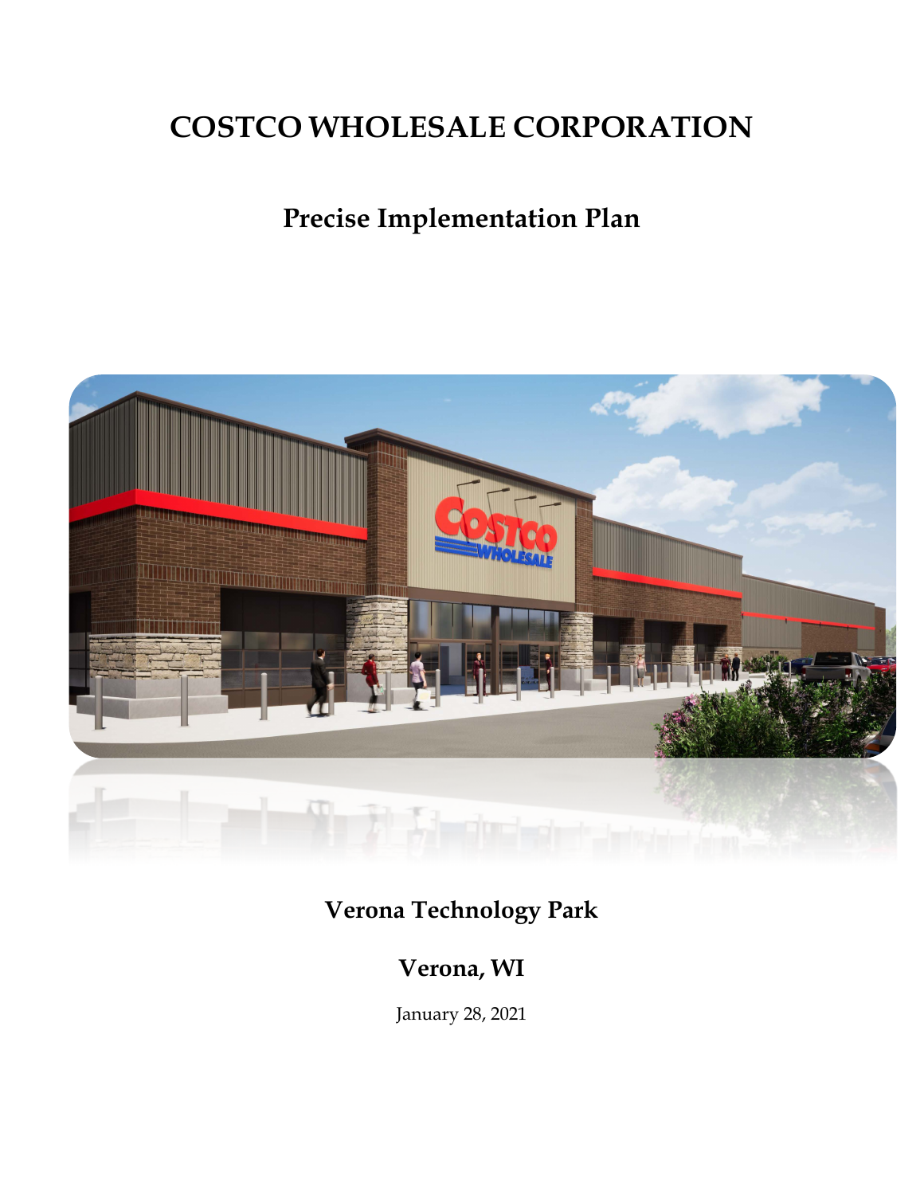# COSTCO WHOLESALE CORPORATION

## Precise Implementation Plan

### Verona Technology Park

### Verona, WI

January 28, 2021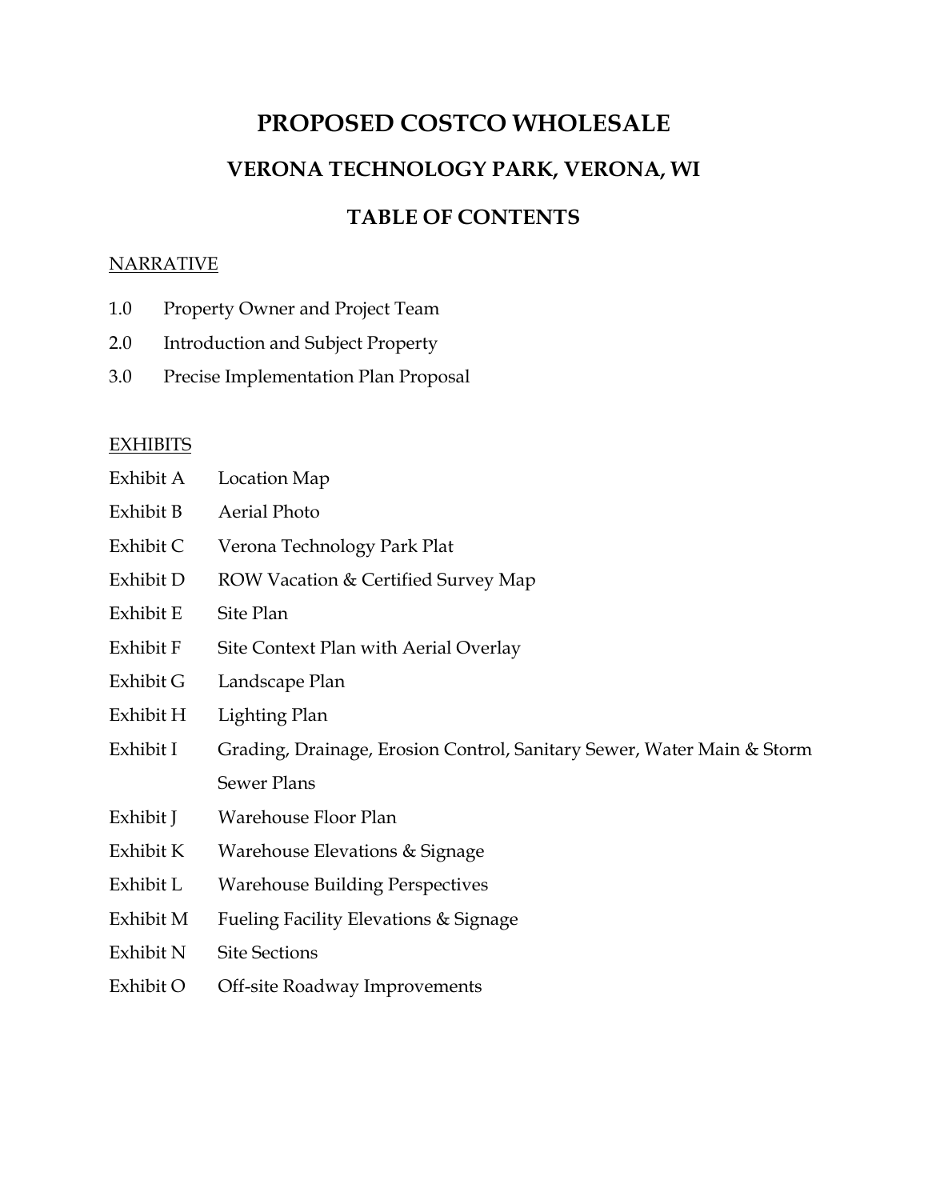# PROPOSED COSTCO WHOLESALE

## VERONA TECHNOLOGY PARK, VERONA, WI

## TABLE OF CONTENTS

NARRATIVE

1.0 Property Owner and Project Team

2.0 Introduction and Subject Property

3.0 Precise Implementation Plan Proposal

EXHIBITS

Exhibit A Location Map

Exhibit B Aerial Photo

Exhibit C Verona Technology Park Plat

Exhibit D ROW Vacation & Certified Survey Map

Exhibit E Site Plan

Exhibit F Site Context Plan with Aerial Overlay

Exhibit G Landscape Plan

Exhibit H Lighting Plan

Exhibit I Grading, Drainage, Erosion Control, Sanitary Sewer, Water Main & Storm Sewer Plans

Exhibit J Warehouse Floor Plan

Exhibit K Warehouse Elevations & Signage

Exhibit L Warehouse Building Perspectives

Exhibit M Fueling Facility Elevations & Signage

Exhibit N Site Sections

Exhibit O Off-site Roadway Improvements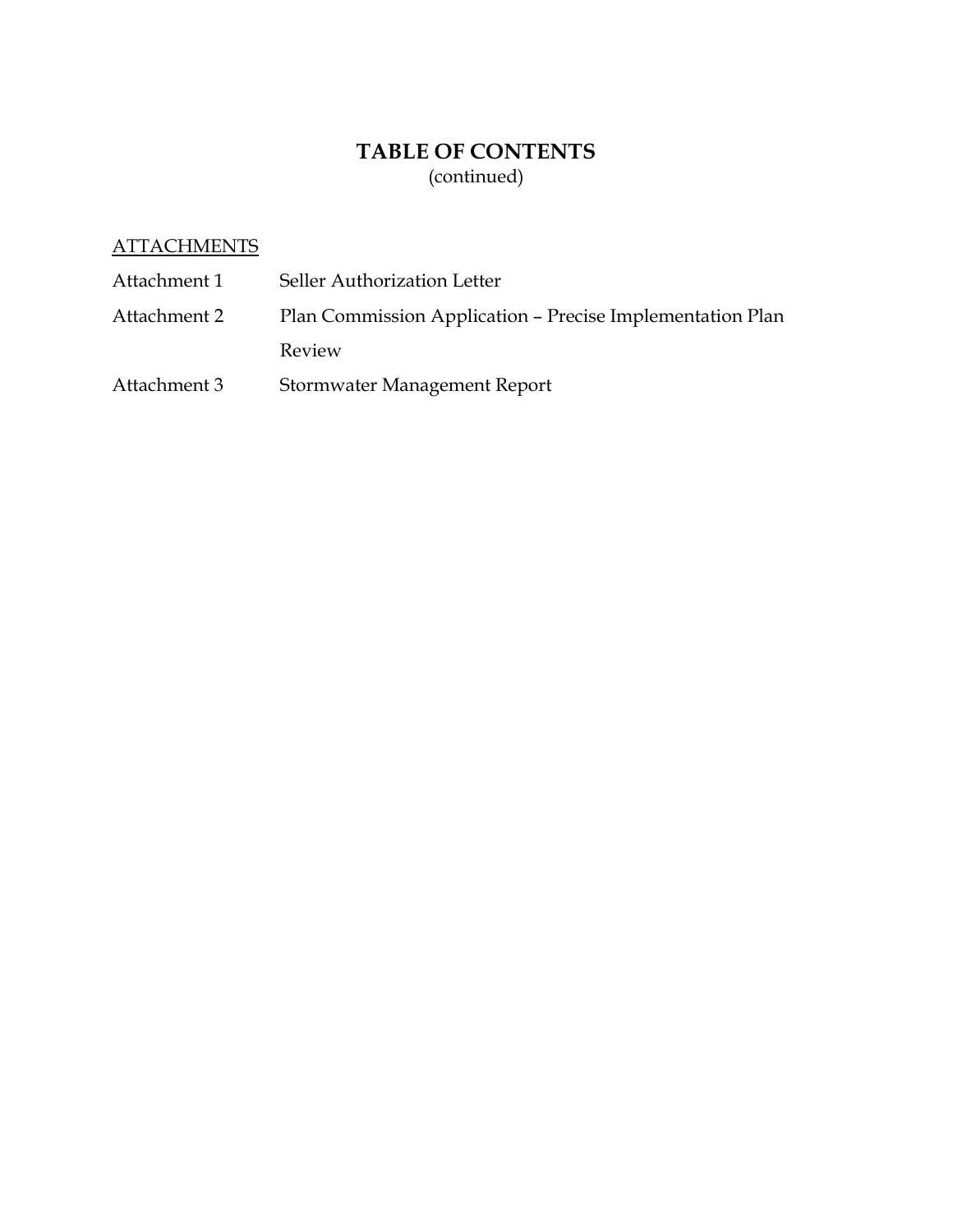# TABLE OF CONTENTS

(continued)

<u>ATTACHMENTS</u>

| | |
|---|---|
| Attachment 1 | Seller Authorization Letter |
| Attachment 2 | Plan Commission Application – Precise Implementation Plan Review |
| Attachment 3 | Stormwater Management Report |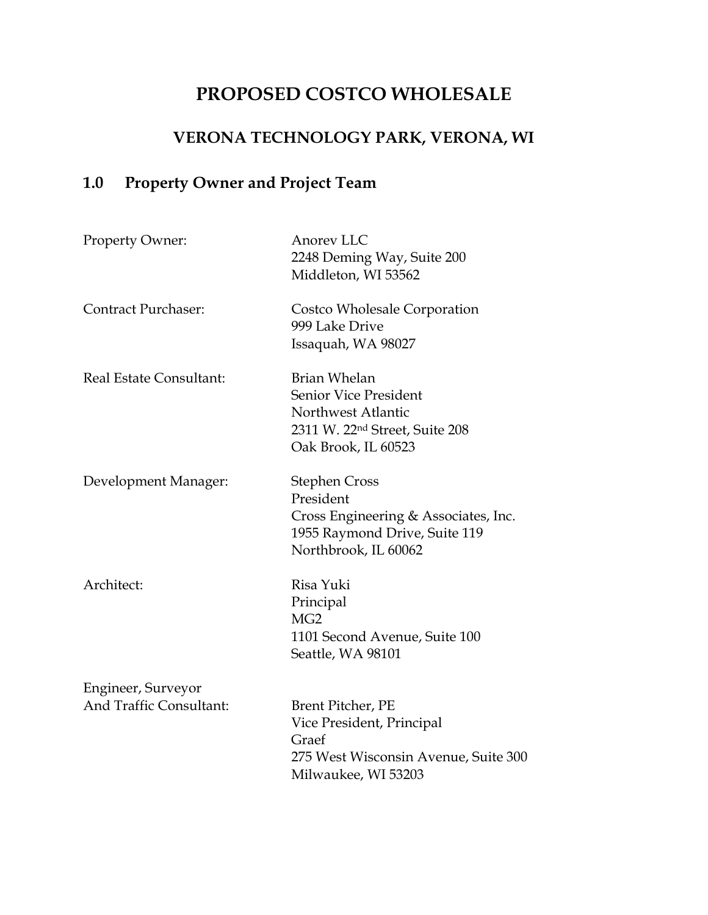# PROPOSED COSTCO WHOLESALE

## VERONA TECHNOLOGY PARK, VERONA, WI

## 1.0 Property Owner and Project Team

| | |
|---|---|
| Property Owner: | Anorev LLC<br>2248 Deming Way, Suite 200<br>Middleton, WI 53562 |
| Contract Purchaser: | Costco Wholesale Corporation<br>999 Lake Drive<br>Issaquah, WA 98027 |
| Real Estate Consultant: | Brian Whelan<br>Senior Vice President<br>Northwest Atlantic<br>2311 W. 22nd Street, Suite 208<br>Oak Brook, IL 60523 |
| Development Manager: | Stephen Cross<br>President<br>Cross Engineering & Associates, Inc.<br>1955 Raymond Drive, Suite 119<br>Northbrook, IL 60062 |
| Architect: | Risa Yuki<br>Principal<br>MG2<br>1101 Second Avenue, Suite 100<br>Seattle, WA 98101 |
| Engineer, Surveyor<br>And Traffic Consultant: | Brent Pitcher, PE<br>Vice President, Principal<br>Graef<br>275 West Wisconsin Avenue, Suite 300<br>Milwaukee, WI 53203 |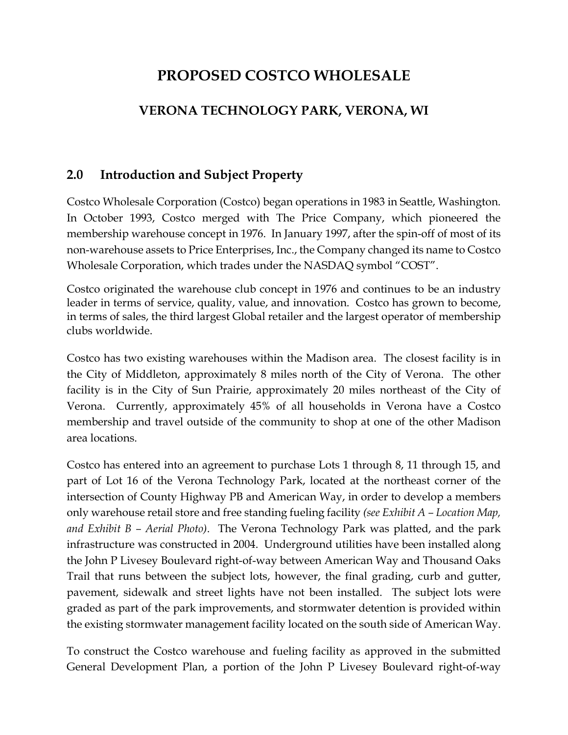# PROPOSED COSTCO WHOLESALE

## VERONA TECHNOLOGY PARK, VERONA, WI

## 2.0 Introduction and Subject Property

Costco Wholesale Corporation (Costco) began operations in 1983 in Seattle, Washington. In October 1993, Costco merged with The Price Company, which pioneered the membership warehouse concept in 1976. In January 1997, after the spin-off of most of its non-warehouse assets to Price Enterprises, Inc., the Company changed its name to Costco Wholesale Corporation, which trades under the NASDAQ symbol "COST".

Costco originated the warehouse club concept in 1976 and continues to be an industry leader in terms of service, quality, value, and innovation. Costco has grown to become, in terms of sales, the third largest Global retailer and the largest operator of membership clubs worldwide.

Costco has two existing warehouses within the Madison area. The closest facility is in the City of Middleton, approximately 8 miles north of the City of Verona. The other facility is in the City of Sun Prairie, approximately 20 miles northeast of the City of Verona. Currently, approximately 45% of all households in Verona have a Costco membership and travel outside of the community to shop at one of the other Madison area locations.

Costco has entered into an agreement to purchase Lots 1 through 8, 11 through 15, and part of Lot 16 of the Verona Technology Park, located at the northeast corner of the intersection of County Highway PB and American Way, in order to develop a members only warehouse retail store and free standing fueling facility *(see Exhibit A – Location Map, and Exhibit B – Aerial Photo)*. The Verona Technology Park was platted, and the park infrastructure was constructed in 2004. Underground utilities have been installed along the John P Livesey Boulevard right-of-way between American Way and Thousand Oaks Trail that runs between the subject lots, however, the final grading, curb and gutter, pavement, sidewalk and street lights have not been installed. The subject lots were graded as part of the park improvements, and stormwater detention is provided within the existing stormwater management facility located on the south side of American Way.

To construct the Costco warehouse and fueling facility as approved in the submitted General Development Plan, a portion of the John P Livesey Boulevard right-of-way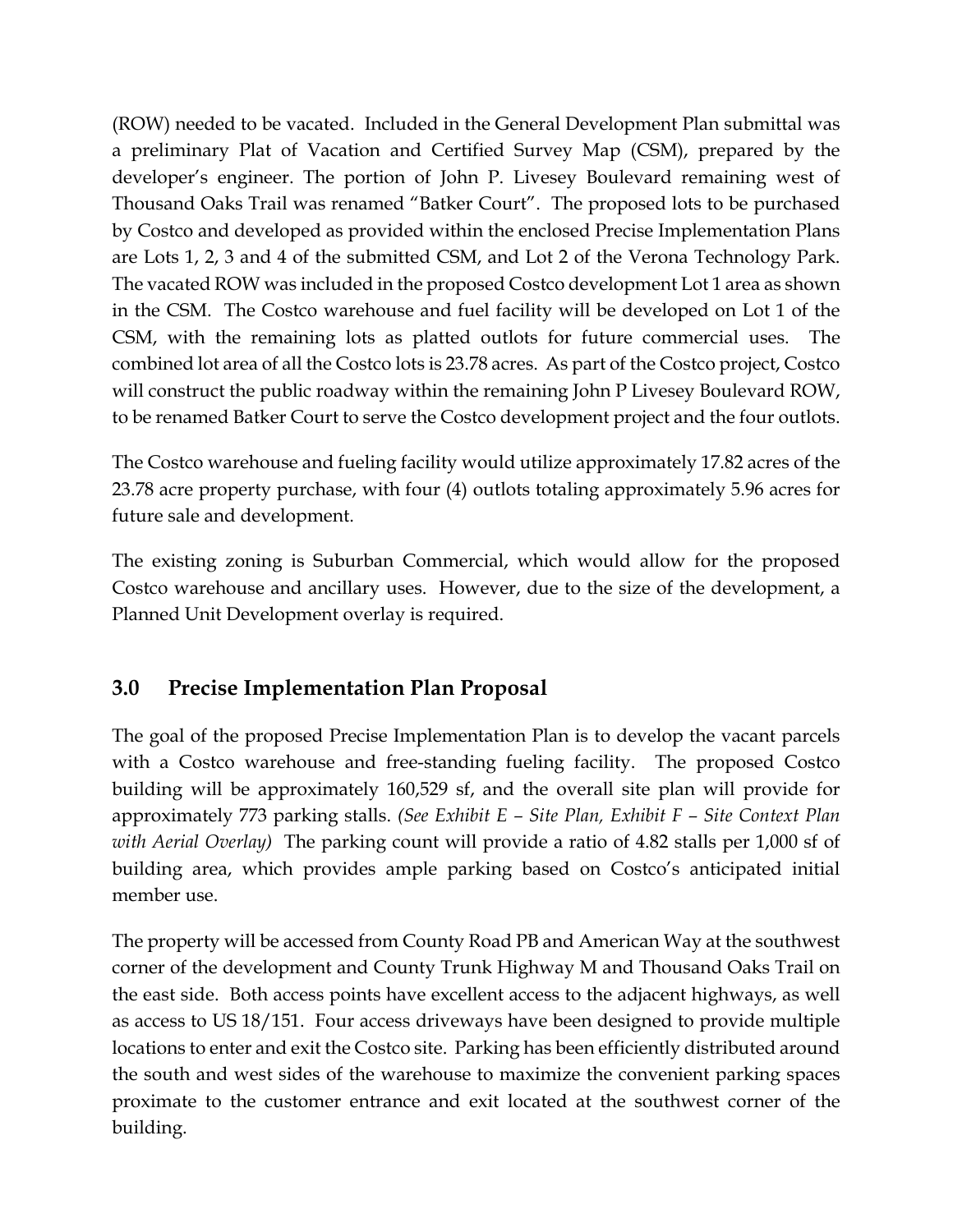(ROW) needed to be vacated. Included in the General Development Plan submittal was a preliminary Plat of Vacation and Certified Survey Map (CSM), prepared by the developer's engineer. The portion of John P. Livesey Boulevard remaining west of Thousand Oaks Trail was renamed "Batker Court". The proposed lots to be purchased by Costco and developed as provided within the enclosed Precise Implementation Plans are Lots 1, 2, 3 and 4 of the submitted CSM, and Lot 2 of the Verona Technology Park. The vacated ROW was included in the proposed Costco development Lot 1 area as shown in the CSM. The Costco warehouse and fuel facility will be developed on Lot 1 of the CSM, with the remaining lots as platted outlots for future commercial uses. The combined lot area of all the Costco lots is 23.78 acres. As part of the Costco project, Costco will construct the public roadway within the remaining John P Livesey Boulevard ROW, to be renamed Batker Court to serve the Costco development project and the four outlots.

The Costco warehouse and fueling facility would utilize approximately 17.82 acres of the 23.78 acre property purchase, with four (4) outlots totaling approximately 5.96 acres for future sale and development.

The existing zoning is Suburban Commercial, which would allow for the proposed Costco warehouse and ancillary uses. However, due to the size of the development, a Planned Unit Development overlay is required.

## 3.0 Precise Implementation Plan Proposal

The goal of the proposed Precise Implementation Plan is to develop the vacant parcels with a Costco warehouse and free-standing fueling facility. The proposed Costco building will be approximately 160,529 sf, and the overall site plan will provide for approximately 773 parking stalls. *(See Exhibit E – Site Plan, Exhibit F – Site Context Plan with Aerial Overlay)* The parking count will provide a ratio of 4.82 stalls per 1,000 sf of building area, which provides ample parking based on Costco's anticipated initial member use.

The property will be accessed from County Road PB and American Way at the southwest corner of the development and County Trunk Highway M and Thousand Oaks Trail on the east side. Both access points have excellent access to the adjacent highways, as well as access to US 18/151. Four access driveways have been designed to provide multiple locations to enter and exit the Costco site. Parking has been efficiently distributed around the south and west sides of the warehouse to maximize the convenient parking spaces proximate to the customer entrance and exit located at the southwest corner of the building.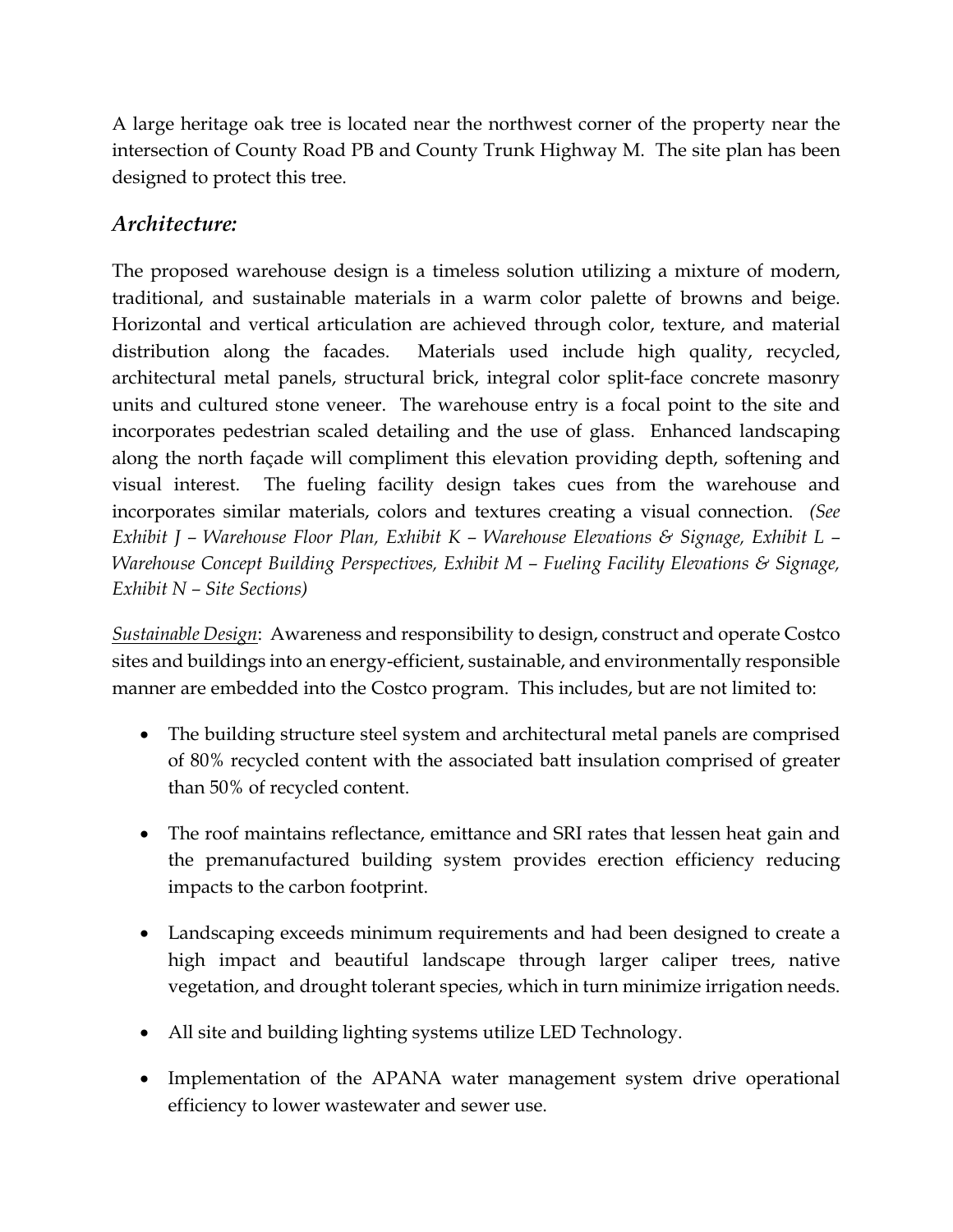A large heritage oak tree is located near the northwest corner of the property near the intersection of County Road PB and County Trunk Highway M. The site plan has been designed to protect this tree.

## *Architecture:*

The proposed warehouse design is a timeless solution utilizing a mixture of modern, traditional, and sustainable materials in a warm color palette of browns and beige. Horizontal and vertical articulation are achieved through color, texture, and material distribution along the facades. Materials used include high quality, recycled, architectural metal panels, structural brick, integral color split-face concrete masonry units and cultured stone veneer. The warehouse entry is a focal point to the site and incorporates pedestrian scaled detailing and the use of glass. Enhanced landscaping along the north façade will compliment this elevation providing depth, softening and visual interest. The fueling facility design takes cues from the warehouse and incorporates similar materials, colors and textures creating a visual connection. *(See Exhibit J – Warehouse Floor Plan, Exhibit K – Warehouse Elevations & Signage, Exhibit L – Warehouse Concept Building Perspectives, Exhibit M – Fueling Facility Elevations & Signage, Exhibit N – Site Sections)*

<u>Sustainable Design</u>: Awareness and responsibility to design, construct and operate Costco sites and buildings into an energy-efficient, sustainable, and environmentally responsible manner are embedded into the Costco program. This includes, but are not limited to:

- The building structure steel system and architectural metal panels are comprised of 80% recycled content with the associated batt insulation comprised of greater than 50% of recycled content.
- The roof maintains reflectance, emittance and SRI rates that lessen heat gain and the premanufactured building system provides erection efficiency reducing impacts to the carbon footprint.
- Landscaping exceeds minimum requirements and had been designed to create a high impact and beautiful landscape through larger caliper trees, native vegetation, and drought tolerant species, which in turn minimize irrigation needs.
- All site and building lighting systems utilize LED Technology.
- Implementation of the APANA water management system drive operational efficiency to lower wastewater and sewer use.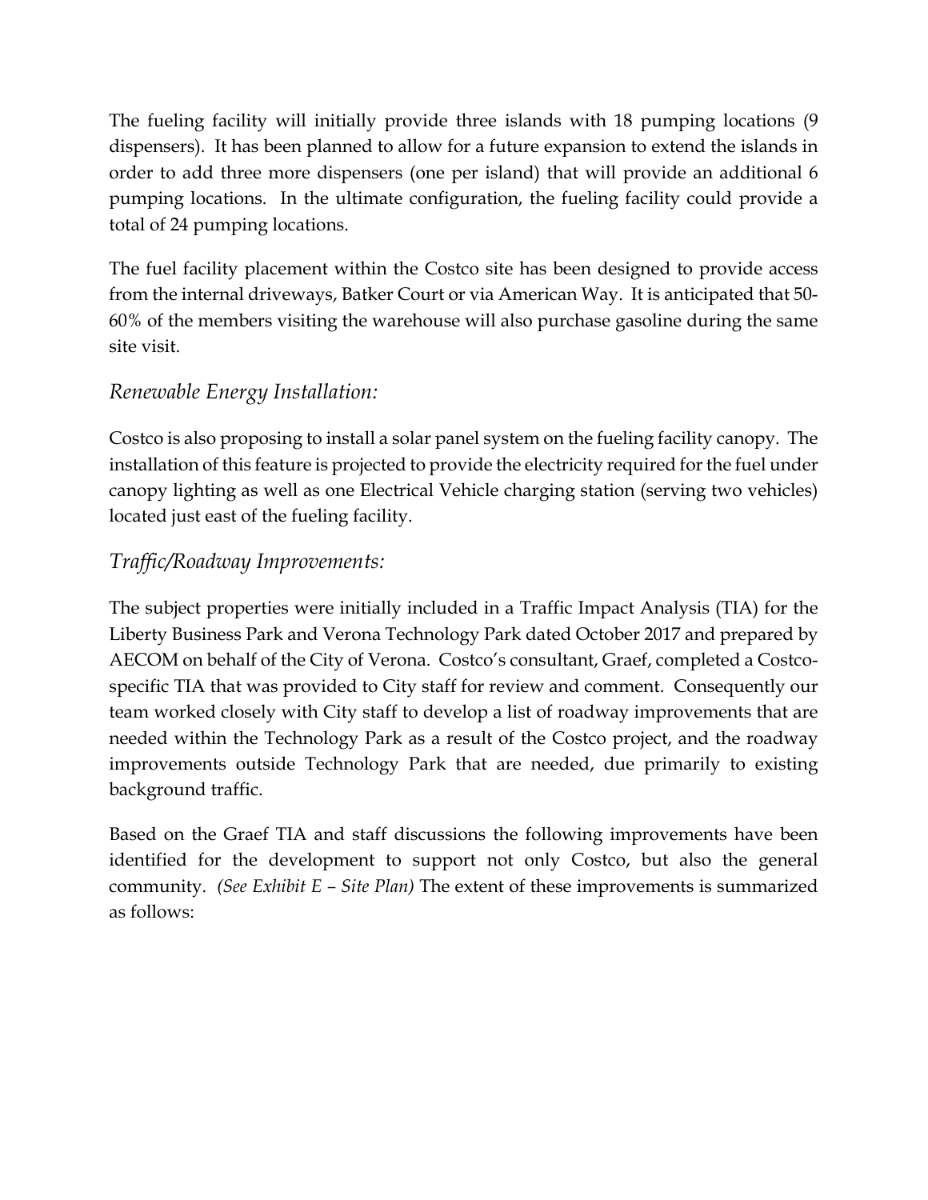The fueling facility will initially provide three islands with 18 pumping locations (9 dispensers). It has been planned to allow for a future expansion to extend the islands in order to add three more dispensers (one per island) that will provide an additional 6 pumping locations. In the ultimate configuration, the fueling facility could provide a total of 24 pumping locations.

The fuel facility placement within the Costco site has been designed to provide access from the internal driveways, Batker Court or via American Way. It is anticipated that 50-60% of the members visiting the warehouse will also purchase gasoline during the same site visit.

### *Renewable Energy Installation:*

Costco is also proposing to install a solar panel system on the fueling facility canopy. The installation of this feature is projected to provide the electricity required for the fuel under canopy lighting as well as one Electrical Vehicle charging station (serving two vehicles) located just east of the fueling facility.

### *Traffic/Roadway Improvements:*

The subject properties were initially included in a Traffic Impact Analysis (TIA) for the Liberty Business Park and Verona Technology Park dated October 2017 and prepared by AECOM on behalf of the City of Verona. Costco's consultant, Graef, completed a Costco-specific TIA that was provided to City staff for review and comment. Consequently our team worked closely with City staff to develop a list of roadway improvements that are needed within the Technology Park as a result of the Costco project, and the roadway improvements outside Technology Park that are needed, due primarily to existing background traffic.

Based on the Graef TIA and staff discussions the following improvements have been identified for the development to support not only Costco, but also the general community. *(See Exhibit E – Site Plan)* The extent of these improvements is summarized as follows: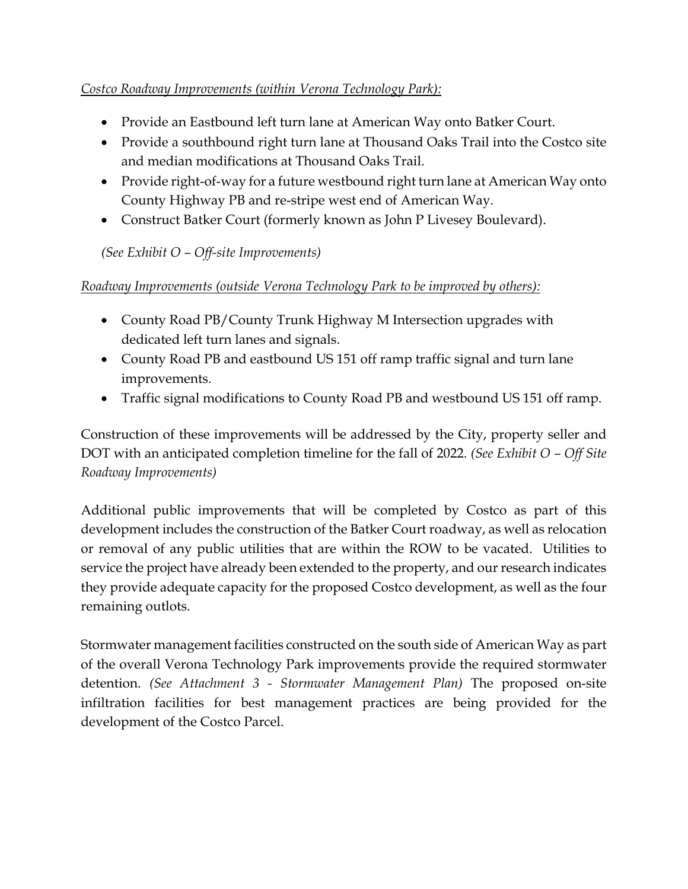*<u>Costco Roadway Improvements (within Verona Technology Park):</u>*

- Provide an Eastbound left turn lane at American Way onto Batker Court.
- Provide a southbound right turn lane at Thousand Oaks Trail into the Costco site and median modifications at Thousand Oaks Trail.
- Provide right-of-way for a future westbound right turn lane at American Way onto County Highway PB and re-stripe west end of American Way.
- Construct Batker Court (formerly known as John P Livesey Boulevard).

*(See Exhibit O – Off-site Improvements)*

*<u>Roadway Improvements (outside Verona Technology Park to be improved by others):</u>*

- County Road PB/County Trunk Highway M Intersection upgrades with dedicated left turn lanes and signals.
- County Road PB and eastbound US 151 off ramp traffic signal and turn lane improvements.
- Traffic signal modifications to County Road PB and westbound US 151 off ramp.

Construction of these improvements will be addressed by the City, property seller and DOT with an anticipated completion timeline for the fall of 2022. *(See Exhibit O – Off Site Roadway Improvements)*

Additional public improvements that will be completed by Costco as part of this development includes the construction of the Batker Court roadway, as well as relocation or removal of any public utilities that are within the ROW to be vacated. Utilities to service the project have already been extended to the property, and our research indicates they provide adequate capacity for the proposed Costco development, as well as the four remaining outlots.

Stormwater management facilities constructed on the south side of American Way as part of the overall Verona Technology Park improvements provide the required stormwater detention. *(See Attachment 3 - Stormwater Management Plan)* The proposed on-site infiltration facilities for best management practices are being provided for the development of the Costco Parcel.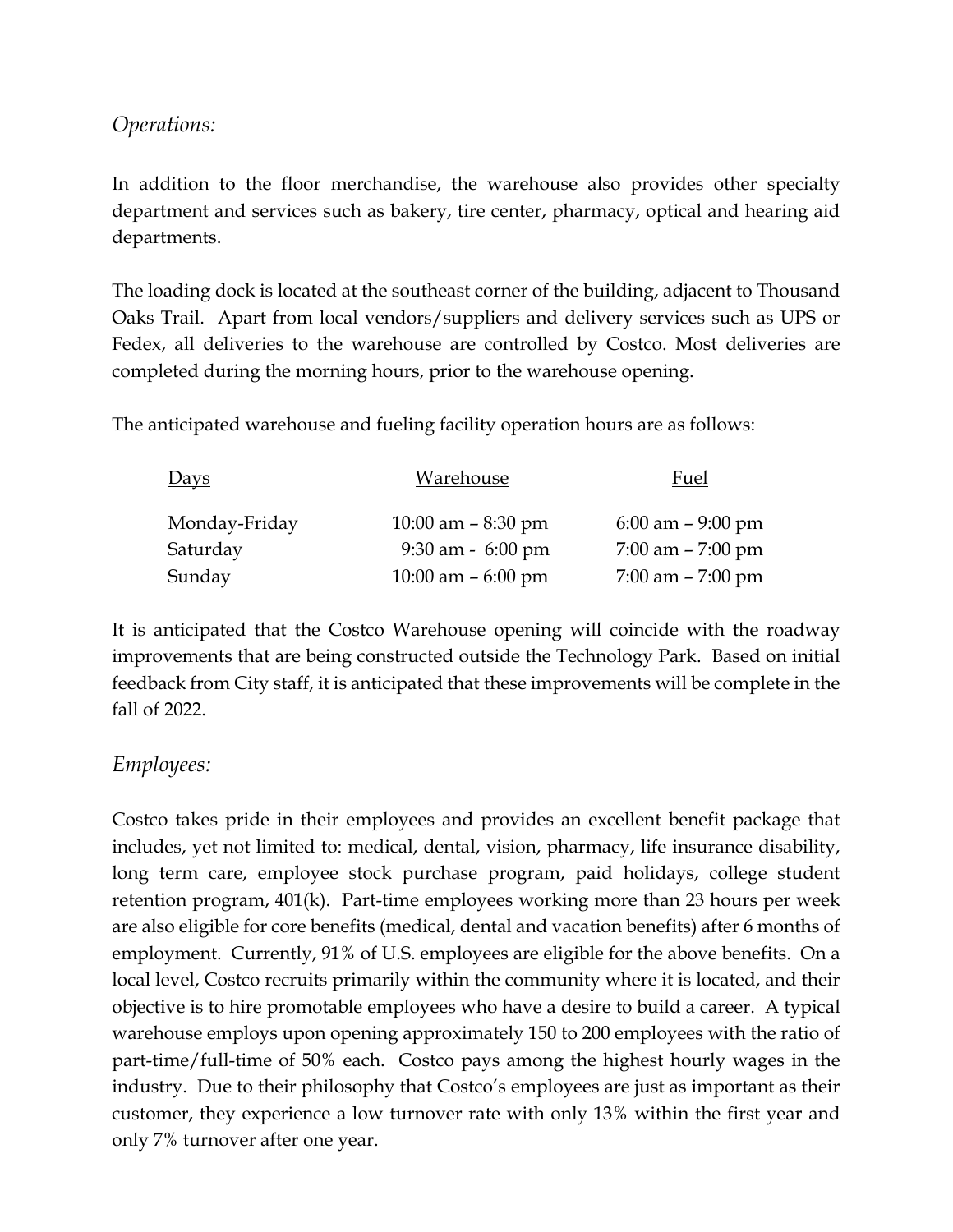*Operations:*

In addition to the floor merchandise, the warehouse also provides other specialty department and services such as bakery, tire center, pharmacy, optical and hearing aid departments.

The loading dock is located at the southeast corner of the building, adjacent to Thousand Oaks Trail. Apart from local vendors/suppliers and delivery services such as UPS or Fedex, all deliveries to the warehouse are controlled by Costco. Most deliveries are completed during the morning hours, prior to the warehouse opening.

The anticipated warehouse and fueling facility operation hours are as follows:

| Days | Warehouse | Fuel |
|---|---|---|
| Monday-Friday | 10:00 am – 8:30 pm | 6:00 am – 9:00 pm |
| Saturday | 9:30 am - 6:00 pm | 7:00 am – 7:00 pm |
| Sunday | 10:00 am – 6:00 pm | 7:00 am – 7:00 pm |

It is anticipated that the Costco Warehouse opening will coincide with the roadway improvements that are being constructed outside the Technology Park. Based on initial feedback from City staff, it is anticipated that these improvements will be complete in the fall of 2022.

*Employees:*

Costco takes pride in their employees and provides an excellent benefit package that includes, yet not limited to: medical, dental, vision, pharmacy, life insurance disability, long term care, employee stock purchase program, paid holidays, college student retention program, 401(k). Part-time employees working more than 23 hours per week are also eligible for core benefits (medical, dental and vacation benefits) after 6 months of employment. Currently, 91% of U.S. employees are eligible for the above benefits. On a local level, Costco recruits primarily within the community where it is located, and their objective is to hire promotable employees who have a desire to build a career. A typical warehouse employs upon opening approximately 150 to 200 employees with the ratio of part-time/full-time of 50% each. Costco pays among the highest hourly wages in the industry. Due to their philosophy that Costco's employees are just as important as their customer, they experience a low turnover rate with only 13% within the first year and only 7% turnover after one year.